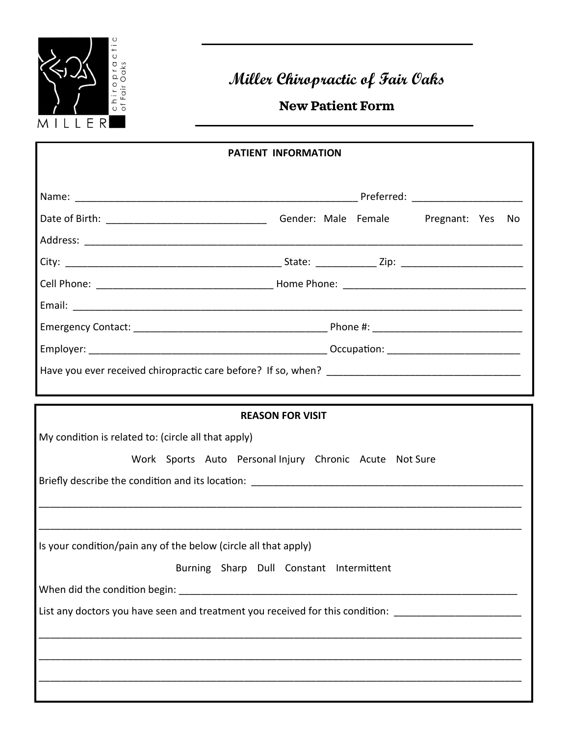# Miller Chiropractic of Fair Oaks

## New Patient Form

### PATIENT INFORMATION

Name: ____________________________________________________ Preferred: ___________________

Date of Birth: _____________________________ Gender: Male Female Pregnant: Yes No

Address: _________________________________________________________________________________

City: _______________________________________ State: ___________ Zip: _____________________

Cell Phone: _________________________________ Home Phone: __________________________________

Email: ___________________________________________________________________________________

Emergency Contact: ____________________________________ Phone #: ___________________________

Employer: ____________________________________________ Occupation: ________________________

Have you ever received chiropractic care before? If so, when? __________________________________

### REASON FOR VISIT

My condition is related to: (circle all that apply)

Work Sports Auto Personal Injury Chronic Acute Not Sure

Briefly describe the condition and its location: ___________________________________________

_________________________________________________________________________________________

_________________________________________________________________________________________

Is your condition/pain any of the below (circle all that apply)

Burning Sharp Dull Constant Intermittent

When did the condition begin: _________________________________________________________________

List any doctors you have seen and treatment you received for this condition: ______________________

_________________________________________________________________________________________

_________________________________________________________________________________________

_________________________________________________________________________________________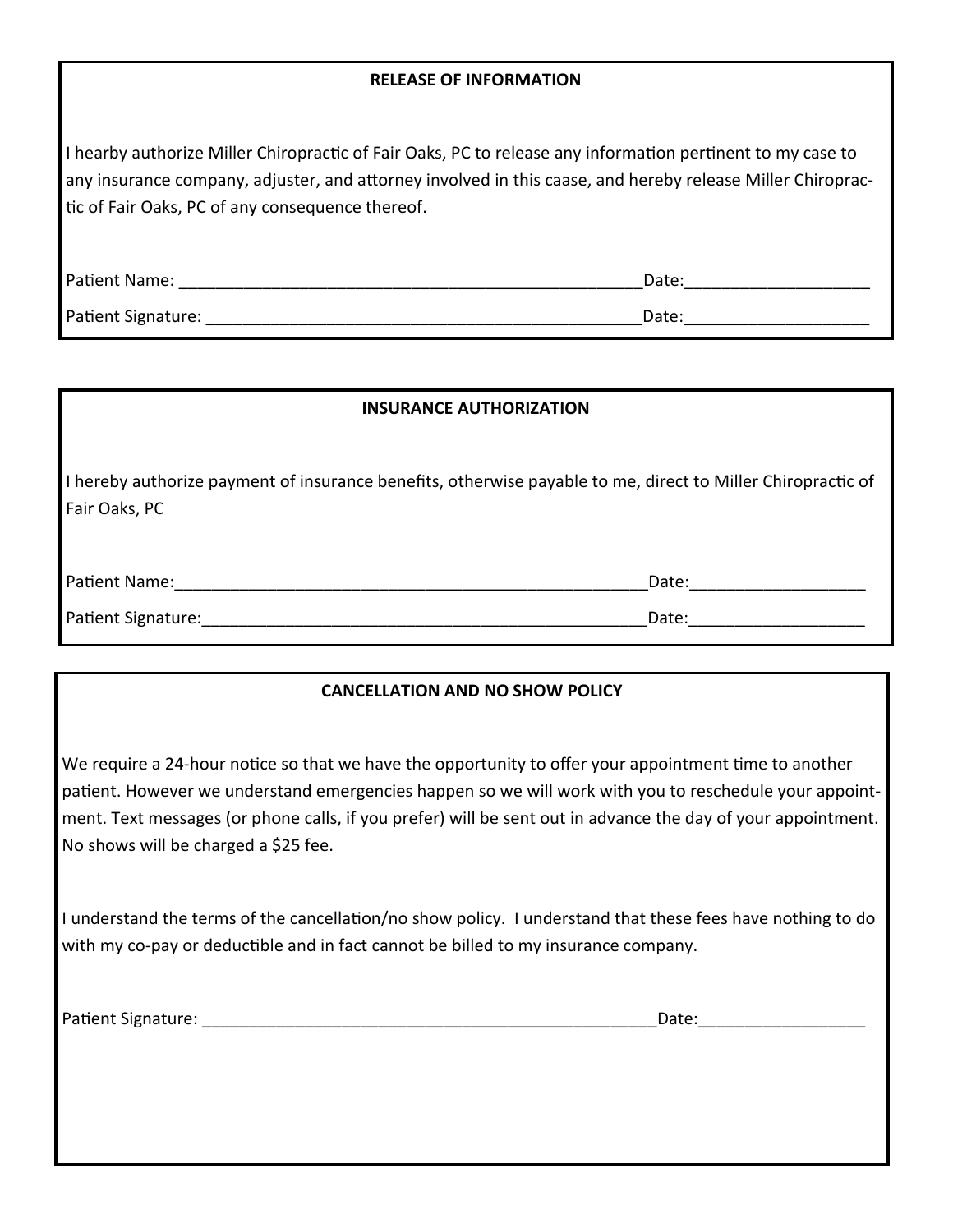## RELEASE OF INFORMATION

I hearby authorize Miller Chiropractic of Fair Oaks, PC to release any information pertinent to my case to any insurance company, adjuster, and attorney involved in this caase, and hereby release Miller Chiropractic of Fair Oaks, PC of any consequence thereof.

Patient Name: ____________________________________________________Date:____________________

Patient Signature: ________________________________________________Date:____________________

## INSURANCE AUTHORIZATION

I hereby authorize payment of insurance benefits, otherwise payable to me, direct to Miller Chiropractic of Fair Oaks, PC

Patient Name:_____________________________________________________Date:___________________

Patient Signature:_________________________________________________Date:___________________

## CANCELLATION AND NO SHOW POLICY

We require a 24-hour notice so that we have the opportunity to offer your appointment time to another patient. However we understand emergencies happen so we will work with you to reschedule your appointment. Text messages (or phone calls, if you prefer) will be sent out in advance the day of your appointment. No shows will be charged a $25 fee.

I understand the terms of the cancellation/no show policy. I understand that these fees have nothing to do with my co-pay or deductible and in fact cannot be billed to my insurance company.

Patient Signature: ____________________________________________________Date:__________________